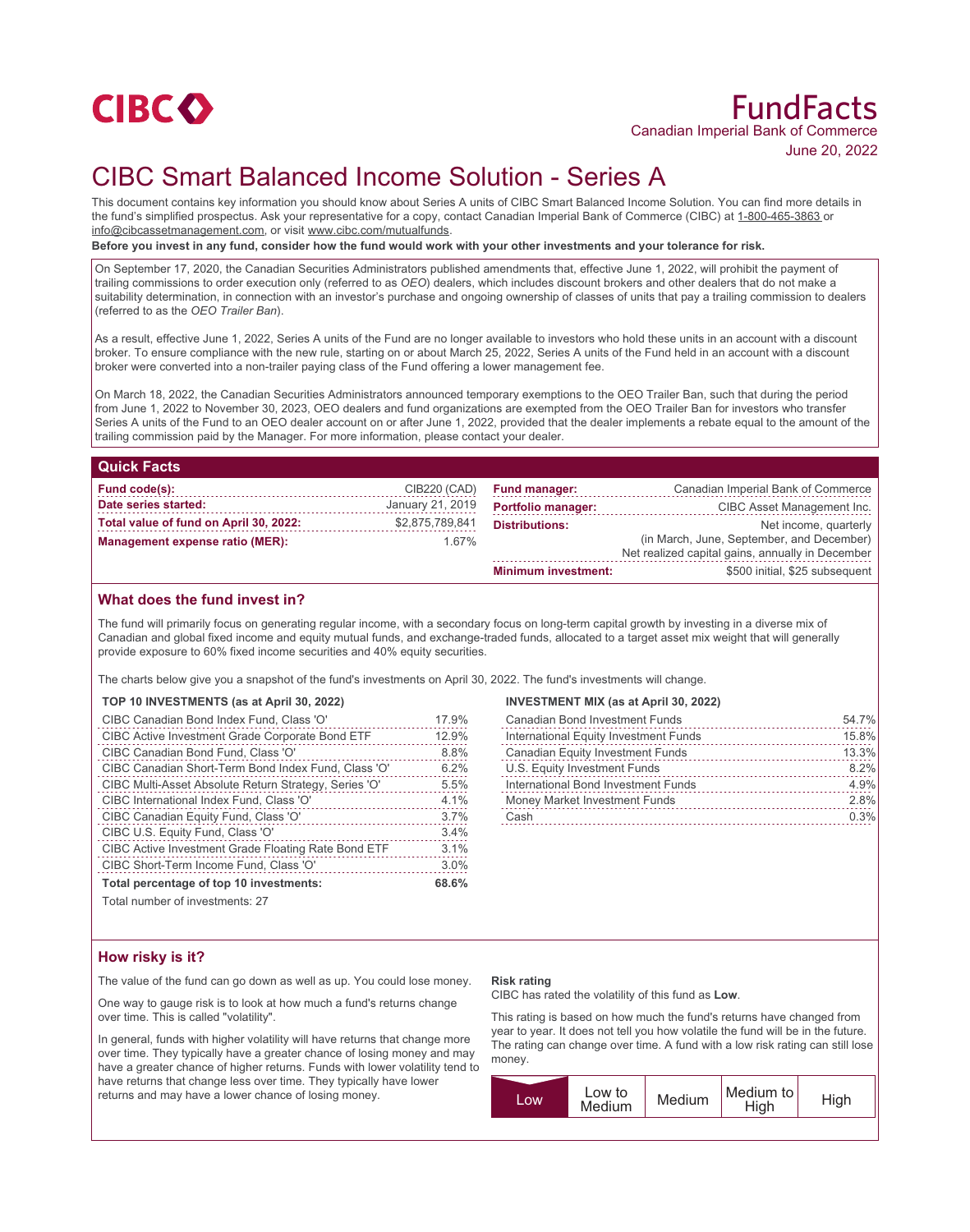CIBC

# FundFacts

Canadian Imperial Bank of Commerce

June 20, 2022

# CIBC Smart Balanced Income Solution - Series A

This document contains key information you should know about Series A units of CIBC Smart Balanced Income Solution. You can find more details in the fund's simplified prospectus. Ask your representative for a copy, contact Canadian Imperial Bank of Commerce (CIBC) at 1-800-465-3863 or info@cibcassetmanagement.com, or visit www.cibc.com/mutualfunds.

**Before you invest in any fund, consider how the fund would work with your other investments and your tolerance for risk.**

On September 17, 2020, the Canadian Securities Administrators published amendments that, effective June 1, 2022, will prohibit the payment of trailing commissions to order execution only (referred to as *OEO*) dealers, which includes discount brokers and other dealers that do not make a suitability determination, in connection with an investor's purchase and ongoing ownership of classes of units that pay a trailing commission to dealers (referred to as the *OEO Trailer Ban*).

As a result, effective June 1, 2022, Series A units of the Fund are no longer available to investors who hold these units in an account with a discount broker. To ensure compliance with the new rule, starting on or about March 25, 2022, Series A units of the Fund held in an account with a discount broker were converted into a non-trailer paying class of the Fund offering a lower management fee.

On March 18, 2022, the Canadian Securities Administrators announced temporary exemptions to the OEO Trailer Ban, such that during the period from June 1, 2022 to November 30, 2023, OEO dealers and fund organizations are exempted from the OEO Trailer Ban for investors who transfer Series A units of the Fund to an OEO dealer account on or after June 1, 2022, provided that the dealer implements a rebate equal to the amount of the trailing commission paid by the Manager. For more information, please contact your dealer.

## Quick Facts

| | |
|---|---|
| **Fund code(s):** | CIB220 (CAD) |
| **Date series started:** | January 21, 2019 |
| **Total value of fund on April 30, 2022:** | $2,875,789,841 |
| **Management expense ratio (MER):** | 1.67% |
| **Fund manager:** | Canadian Imperial Bank of Commerce |
| **Portfolio manager:** | CIBC Asset Management Inc. |
| **Distributions:** | Net income, quarterly (in March, June, September, and December) Net realized capital gains, annually in December |
| **Minimum investment:** | $500 initial, $25 subsequent |

## What does the fund invest in?

The fund will primarily focus on generating regular income, with a secondary focus on long-term capital growth by investing in a diverse mix of Canadian and global fixed income and equity mutual funds, and exchange-traded funds, allocated to a target asset mix weight that will generally provide exposure to 60% fixed income securities and 40% equity securities.

The charts below give you a snapshot of the fund's investments on April 30, 2022. The fund's investments will change.

**TOP 10 INVESTMENTS (as at April 30, 2022)**

| Investment | % |
|---|---|
| CIBC Canadian Bond Index Fund, Class 'O' | 17.9% |
| CIBC Active Investment Grade Corporate Bond ETF | 12.9% |
| CIBC Canadian Bond Fund, Class 'O' | 8.8% |
| CIBC Canadian Short-Term Bond Index Fund, Class 'O' | 6.2% |
| CIBC Multi-Asset Absolute Return Strategy, Series 'O' | 5.5% |
| CIBC International Index Fund, Class 'O' | 4.1% |
| CIBC Canadian Equity Fund, Class 'O' | 3.7% |
| CIBC U.S. Equity Fund, Class 'O' | 3.4% |
| CIBC Active Investment Grade Floating Rate Bond ETF | 3.1% |
| CIBC Short-Term Income Fund, Class 'O' | 3.0% |
| **Total percentage of top 10 investments:** | **68.6%** |

Total number of investments: 27

**INVESTMENT MIX (as at April 30, 2022)**

| Investment | % |
|---|---|
| Canadian Bond Investment Funds | 54.7% |
| International Equity Investment Funds | 15.8% |
| Canadian Equity Investment Funds | 13.3% |
| U.S. Equity Investment Funds | 8.2% |
| International Bond Investment Funds | 4.9% |
| Money Market Investment Funds | 2.8% |
| Cash | 0.3% |

## How risky is it?

The value of the fund can go down as well as up. You could lose money.

One way to gauge risk is to look at how much a fund's returns change over time. This is called "volatility".

In general, funds with higher volatility will have returns that change more over time. They typically have a greater chance of losing money and may have a greater chance of higher returns. Funds with lower volatility tend to have returns that change less over time. They typically have lower returns and may have a lower chance of losing money.

**Risk rating**

CIBC has rated the volatility of this fund as **Low**.

This rating is based on how much the fund's returns have changed from year to year. It does not tell you how volatile the fund will be in the future. The rating can change over time. A fund with a low risk rating can still lose money.

| **Low** | Low to Medium | Medium | Medium to High | High |
|---|---|---|---|---|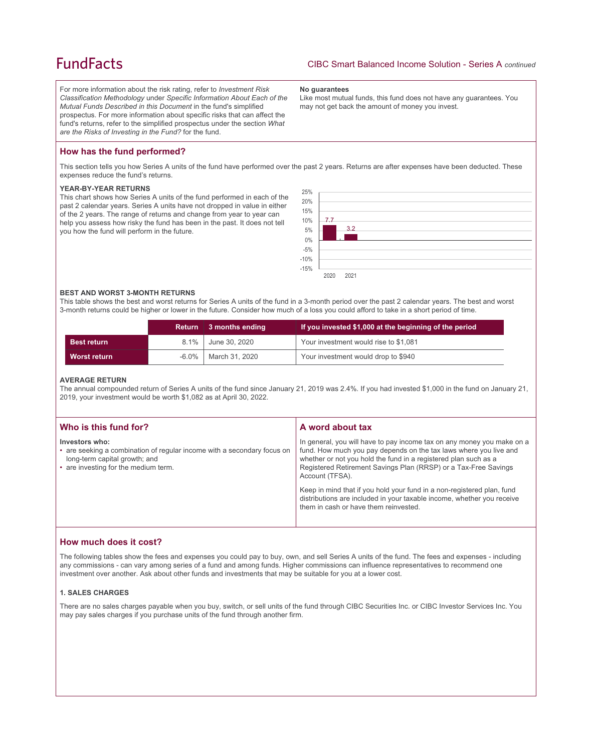For more information about the risk rating, refer to *Investment Risk Classification Methodology* under *Specific Information About Each of the Mutual Funds Described in this Document* in the fund's simplified prospectus. For more information about specific risks that can affect the fund's returns, refer to the simplified prospectus under the section *What are the Risks of Investing in the Fund?* for the fund.

**No guarantees**

Like most mutual funds, this fund does not have any guarantees. You may not get back the amount of money you invest.

## How has the fund performed?

This section tells you how Series A units of the fund have performed over the past 2 years. Returns are after expenses have been deducted. These expenses reduce the fund's returns.

### YEAR-BY-YEAR RETURNS

This chart shows how Series A units of the fund performed in each of the past 2 calendar years. Series A units have not dropped in value in either of the 2 years. The range of returns and change from year to year can help you assess how risky the fund has been in the past. It does not tell you how the fund will perform in the future.

| Year | Return (%) |
|---|---|
| 2020 | 7.7 |
| 2021 | 3.2 |

### BEST AND WORST 3-MONTH RETURNS

This table shows the best and worst returns for Series A units of the fund in a 3-month period over the past 2 calendar years. The best and worst 3-month returns could be higher or lower in the future. Consider how much of a loss you could afford to take in a short period of time.

| | Return | 3 months ending | If you invested $1,000 at the beginning of the period |
|---|---|---|---|
| **Best return** | 8.1% | June 30, 2020 | Your investment would rise to $1,081 |
| **Worst return** | -6.0% | March 31, 2020 | Your investment would drop to $940 |

### AVERAGE RETURN

The annual compounded return of Series A units of the fund since January 21, 2019 was 2.4%. If you had invested $1,000 in the fund on January 21, 2019, your investment would be worth $1,082 as at April 30, 2022.

## Who is this fund for?

**Investors who:**

- are seeking a combination of regular income with a secondary focus on long-term capital growth; and
- are investing for the medium term.

## A word about tax

In general, you will have to pay income tax on any money you make on a fund. How much you pay depends on the tax laws where you live and whether or not you hold the fund in a registered plan such as a Registered Retirement Savings Plan (RRSP) or a Tax-Free Savings Account (TFSA).

Keep in mind that if you hold your fund in a non-registered plan, fund distributions are included in your taxable income, whether you receive them in cash or have them reinvested.

## How much does it cost?

The following tables show the fees and expenses you could pay to buy, own, and sell Series A units of the fund. The fees and expenses - including any commissions - can vary among series of a fund and among funds. Higher commissions can influence representatives to recommend one investment over another. Ask about other funds and investments that may be suitable for you at a lower cost.

### 1. SALES CHARGES

There are no sales charges payable when you buy, switch, or sell units of the fund through CIBC Securities Inc. or CIBC Investor Services Inc. You may pay sales charges if you purchase units of the fund through another firm.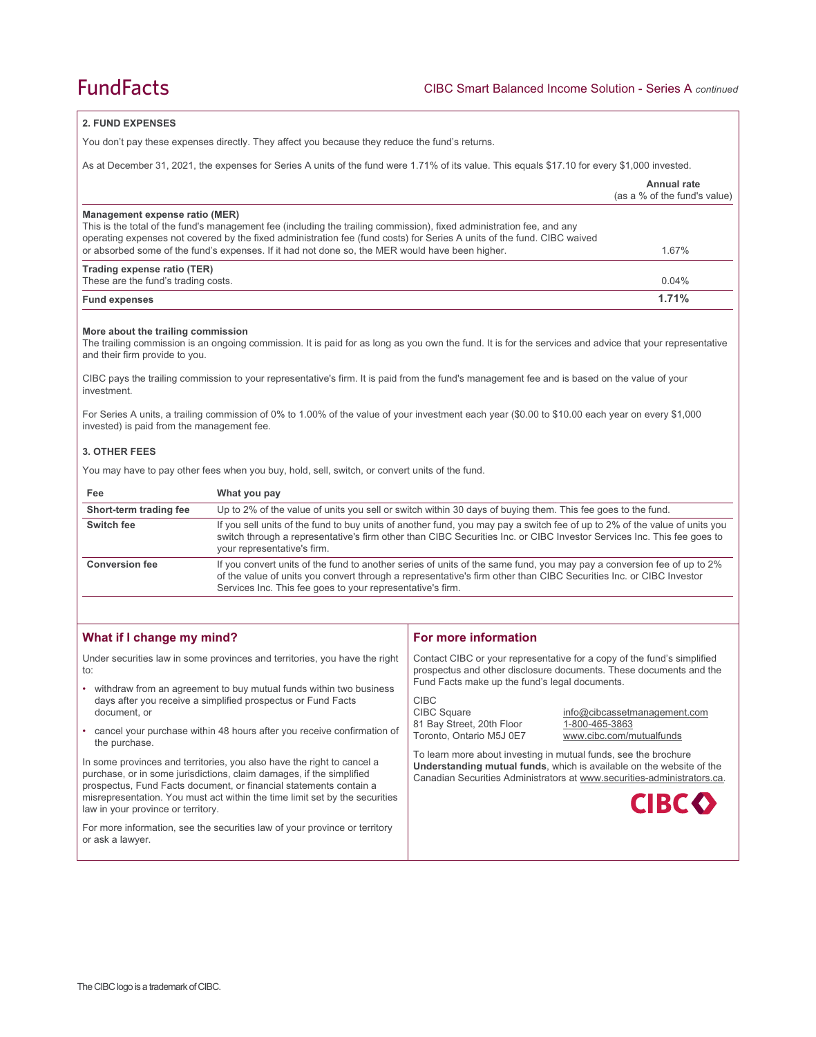## 2. FUND EXPENSES

You don't pay these expenses directly. They affect you because they reduce the fund's returns.

As at December 31, 2021, the expenses for Series A units of the fund were 1.71% of its value. This equals $17.10 for every $1,000 invested.

| | Annual rate (as a % of the fund's value) |
|---|---|
| **Management expense ratio (MER)**<br>This is the total of the fund's management fee (including the trailing commission), fixed administration fee, and any operating expenses not covered by the fixed administration fee (fund costs) for Series A units of the fund. CIBC waived or absorbed some of the fund's expenses. If it had not done so, the MER would have been higher. | 1.67% |
| **Trading expense ratio (TER)**<br>These are the fund's trading costs. | 0.04% |
| **Fund expenses** | **1.71%** |

**More about the trailing commission**

The trailing commission is an ongoing commission. It is paid for as long as you own the fund. It is for the services and advice that your representative and their firm provide to you.

CIBC pays the trailing commission to your representative's firm. It is paid from the fund's management fee and is based on the value of your investment.

For Series A units, a trailing commission of 0% to 1.00% of the value of your investment each year ($0.00 to $10.00 each year on every $1,000 invested) is paid from the management fee.

## 3. OTHER FEES

You may have to pay other fees when you buy, hold, sell, switch, or convert units of the fund.

| Fee | What you pay |
|---|---|
| **Short-term trading fee** | Up to 2% of the value of units you sell or switch within 30 days of buying them. This fee goes to the fund. |
| **Switch fee** | If you sell units of the fund to buy units of another fund, you may pay a switch fee of up to 2% of the value of units you switch through a representative's firm other than CIBC Securities Inc. or CIBC Investor Services Inc. This fee goes to your representative's firm. |
| **Conversion fee** | If you convert units of the fund to another series of units of the same fund, you may pay a conversion fee of up to 2% of the value of units you convert through a representative's firm other than CIBC Securities Inc. or CIBC Investor Services Inc. This fee goes to your representative's firm. |

## What if I change my mind?

Under securities law in some provinces and territories, you have the right to:

- withdraw from an agreement to buy mutual funds within two business days after you receive a simplified prospectus or Fund Facts document, or
- cancel your purchase within 48 hours after you receive confirmation of the purchase.

In some provinces and territories, you also have the right to cancel a purchase, or in some jurisdictions, claim damages, if the simplified prospectus, Fund Facts document, or financial statements contain a misrepresentation. You must act within the time limit set by the securities law in your province or territory.

For more information, see the securities law of your province or territory or ask a lawyer.

## For more information

Contact CIBC or your representative for a copy of the fund's simplified prospectus and other disclosure documents. These documents and the Fund Facts make up the fund's legal documents.

CIBC
CIBC Square
81 Bay Street, 20th Floor
Toronto, Ontario M5J 0E7

info@cibcassetmanagement.com
1-800-465-3863
www.cibc.com/mutualfunds

To learn more about investing in mutual funds, see the brochure **Understanding mutual funds**, which is available on the website of the Canadian Securities Administrators at www.securities-administrators.ca.

CIBC

The CIBC logo is a trademark of CIBC.